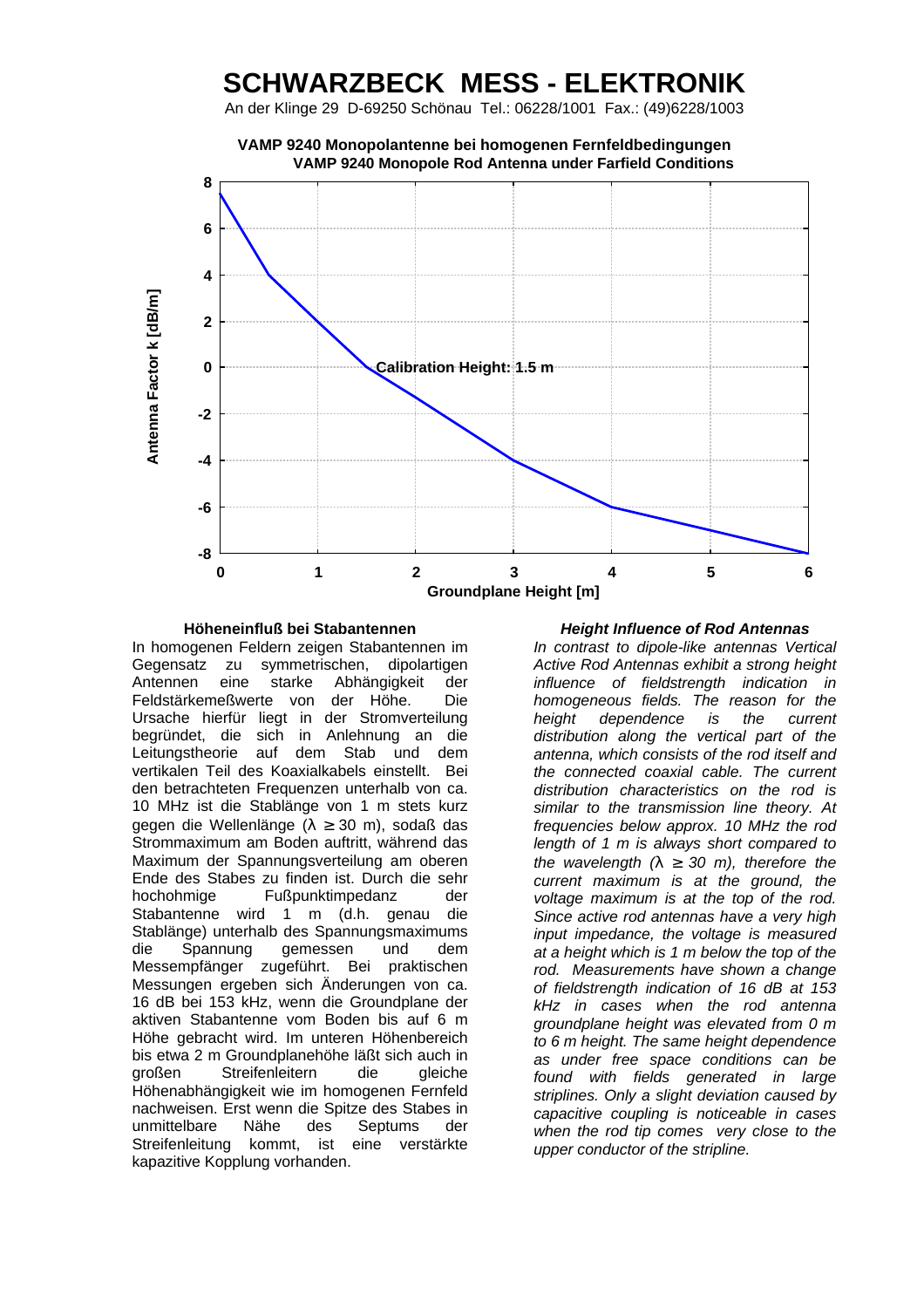# SCHWARZBECK MESS - ELEKTRONIK

An der Klinge 29 D-69250 Schönau Tel.: 06228/1001 Fax.: (49)6228/1003

**VAMP 9240 Monopolantenne bei homogenen Fernfeldbedingungen**
**VAMP 9240 Monopole Rod Antenna under Farfield Conditions**

Antenna Factor k [dB/m] vs. Groundplane Height [m] — Calibration Height: 1.5 m

### Höheneinfluß bei Stabantennen

In homogenen Feldern zeigen Stabantennen im Gegensatz zu symmetrischen, dipolartigen Antennen eine starke Abhängigkeit der Feldstärkemeßwerte von der Höhe. Die Ursache hierfür liegt in der Stromverteilung begründet, die sich in Anlehnung an die Leitungstheorie auf dem Stab und dem vertikalen Teil des Koaxialkabels einstellt. Bei den betrachteten Frequenzen unterhalb von ca. 10 MHz ist die Stablänge von 1 m stets kurz gegen die Wellenlänge ($\lambda \geq 30$ m), sodaß das Strommaximum am Boden auftritt, während das Maximum der Spannungsverteilung am oberen Ende des Stabes zu finden ist. Durch die sehr hochohmige Fußpunktimpedanz der Stabantenne wird 1 m (d.h. genau die Stablänge) unterhalb des Spannungsmaximums die Spannung gemessen und dem Messempfänger zugeführt. Bei praktischen Messungen ergeben sich Änderungen von ca. 16 dB bei 153 kHz, wenn die Groundplane der aktiven Stabantenne vom Boden bis auf 6 m Höhe gebracht wird. Im unteren Höhenbereich bis etwa 2 m Groundplanehöhe läßt sich auch in großen Streifenleitern die gleiche Höhenabhängigkeit wie im homogenen Fernfeld nachweisen. Erst wenn die Spitze des Stabes in unmittelbare Nähe des Septums der Streifenleitung kommt, ist eine verstärkte kapazitive Kopplung vorhanden.

### *Height Influence of Rod Antennas*

*In contrast to dipole-like antennas Vertical Active Rod Antennas exhibit a strong height influence of fieldstrength indication in homogeneous fields. The reason for the height dependence is the current distribution along the vertical part of the antenna, which consists of the rod itself and the connected coaxial cable. The current distribution characteristics on the rod is similar to the transmission line theory. At frequencies below approx. 10 MHz the rod length of 1 m is always short compared to the wavelength ($\lambda \geq 30$ m), therefore the current maximum is at the ground, the voltage maximum is at the top of the rod. Since active rod antennas have a very high input impedance, the voltage is measured at a height which is 1 m below the top of the rod. Measurements have shown a change of fieldstrength indication of 16 dB at 153 kHz in cases when the rod antenna groundplane height was elevated from 0 m to 6 m height. The same height dependence as under free space conditions can be found with fields generated in large striplines. Only a slight deviation caused by capacitive coupling is noticeable in cases when the rod tip comes very close to the upper conductor of the stripline.*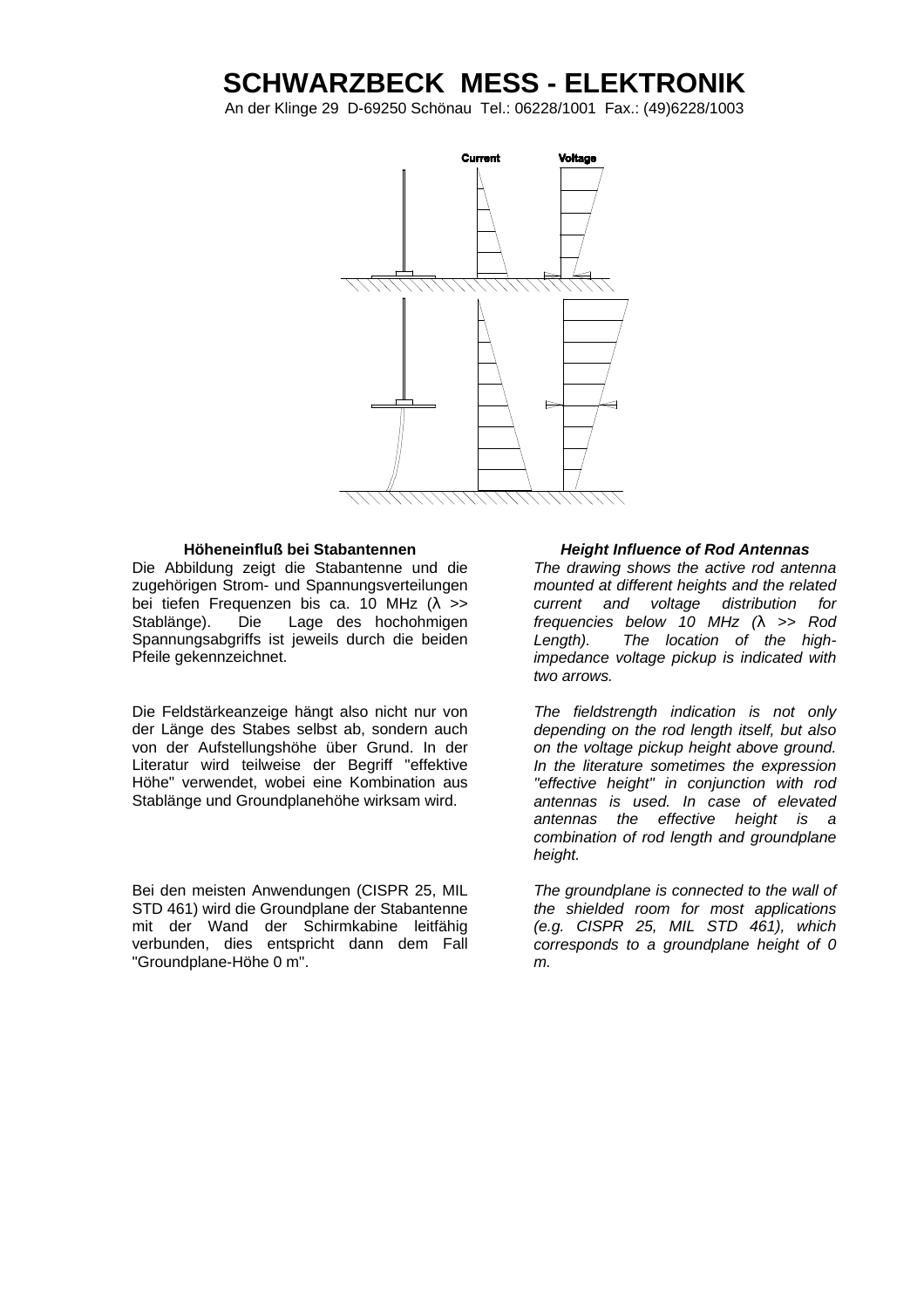# SCHWARZBECK MESS - ELEKTRONIK

An der Klinge 29 D-69250 Schönau Tel.: 06228/1001 Fax.: (49)6228/1003

Current Voltage

### Höheneinfluß bei Stabantennen

Die Abbildung zeigt die Stabantenne und die zugehörigen Strom- und Spannungsverteilungen bei tiefen Frequenzen bis ca. 10 MHz (λ >> Stablänge). Die Lage des hochohmigen Spannungsabgriffs ist jeweils durch die beiden Pfeile gekennzeichnet.

Die Feldstärkeanzeige hängt also nicht nur von der Länge des Stabes selbst ab, sondern auch von der Aufstellungshöhe über Grund. In der Literatur wird teilweise der Begriff "effektive Höhe" verwendet, wobei eine Kombination aus Stablänge und Groundplanehöhe wirksam wird.

Bei den meisten Anwendungen (CISPR 25, MIL STD 461) wird die Groundplane der Stabantenne mit der Wand der Schirmkabine leitfähig verbunden, dies entspricht dann dem Fall "Groundplane-Höhe 0 m".

### *Height Influence of Rod Antennas*

*The drawing shows the active rod antenna mounted at different heights and the related current and voltage distribution for frequencies below 10 MHz (λ >> Rod Length). The location of the high-impedance voltage pickup is indicated with two arrows.*

*The fieldstrength indication is not only depending on the rod length itself, but also on the voltage pickup height above ground. In the literature sometimes the expression "effective height" in conjunction with rod antennas is used. In case of elevated antennas the effective height is a combination of rod length and groundplane height.*

*The groundplane is connected to the wall of the shielded room for most applications (e.g. CISPR 25, MIL STD 461), which corresponds to a groundplane height of 0 m.*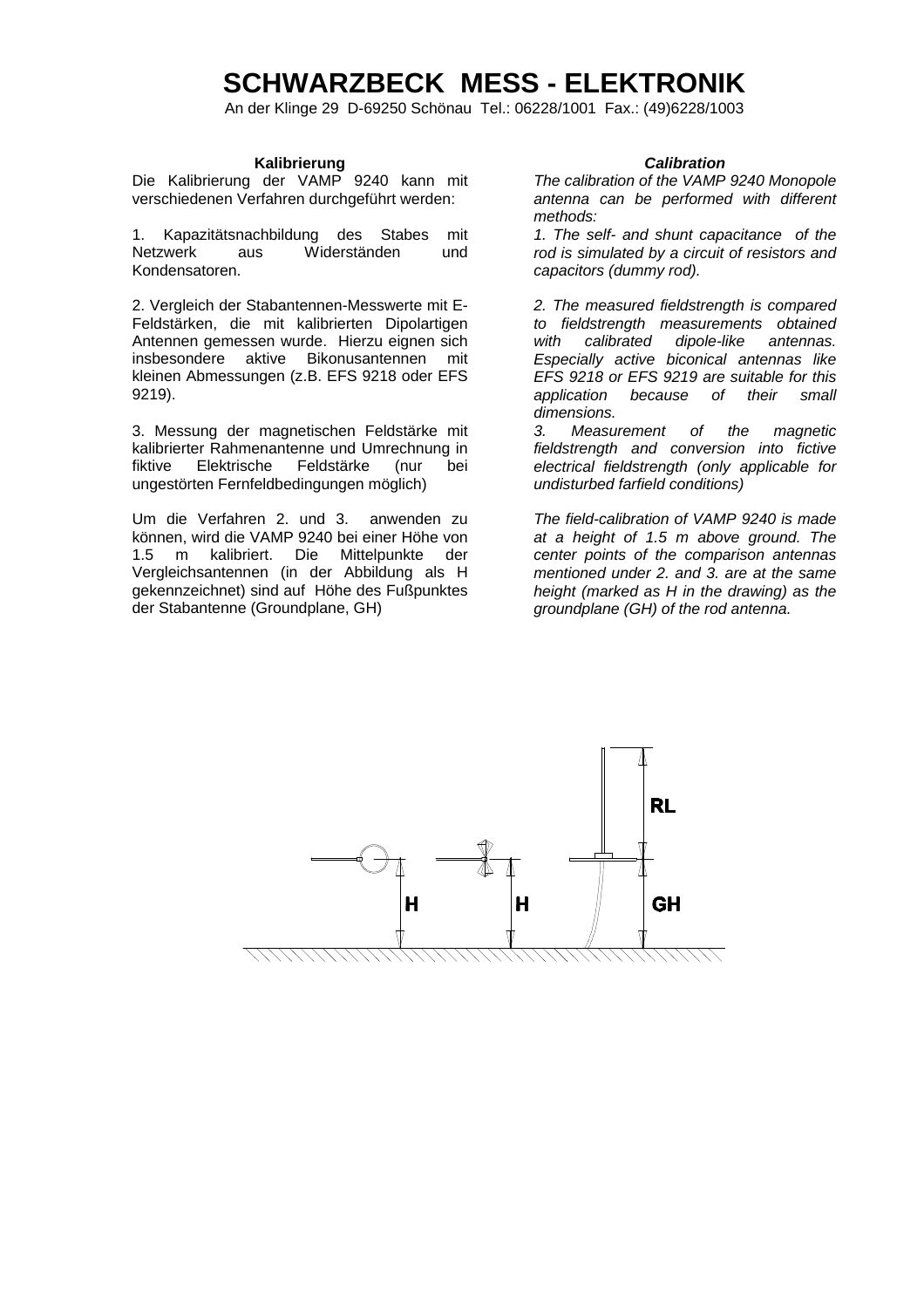# SCHWARZBECK MESS - ELEKTRONIK

An der Klinge 29 D-69250 Schönau Tel.: 06228/1001 Fax.: (49)6228/1003

**Kalibrierung**

Die Kalibrierung der VAMP 9240 kann mit verschiedenen Verfahren durchgeführt werden:

1. Kapazitätsnachbildung des Stabes mit Netzwerk aus Widerständen und Kondensatoren.

2. Vergleich der Stabantennen-Messwerte mit E-Feldstärken, die mit kalibrierten Dipolartigen Antennen gemessen wurde. Hierzu eignen sich insbesondere aktive Bikonusantennen mit kleinen Abmessungen (z.B. EFS 9218 oder EFS 9219).

3. Messung der magnetischen Feldstärke mit kalibrierter Rahmenantenne und Umrechnung in fiktive Elektrische Feldstärke (nur bei ungestörten Fernfeldbedingungen möglich)

Um die Verfahren 2. und 3. anwenden zu können, wird die VAMP 9240 bei einer Höhe von 1.5 m kalibriert. Die Mittelpunkte der Vergleichsantennen (in der Abbildung als H gekennzeichnet) sind auf Höhe des Fußpunktes der Stabantenne (Groundplane, GH)

***Calibration***

*The calibration of the VAMP 9240 Monopole antenna can be performed with different methods:*

*1. The self- and shunt capacitance of the rod is simulated by a circuit of resistors and capacitors (dummy rod).*

*2. The measured fieldstrength is compared to fieldstrength measurements obtained with calibrated dipole-like antennas. Especially active biconical antennas like EFS 9218 or EFS 9219 are suitable for this application because of their small dimensions.*

*3. Measurement of the magnetic fieldstrength and conversion into fictive electrical fieldstrength (only applicable for undisturbed farfield conditions)*

*The field-calibration of VAMP 9240 is made at a height of 1.5 m above ground. The center points of the comparison antennas mentioned under 2. and 3. are at the same height (marked as H in the drawing) as the groundplane (GH) of the rod antenna.*

RL

H

H

GH